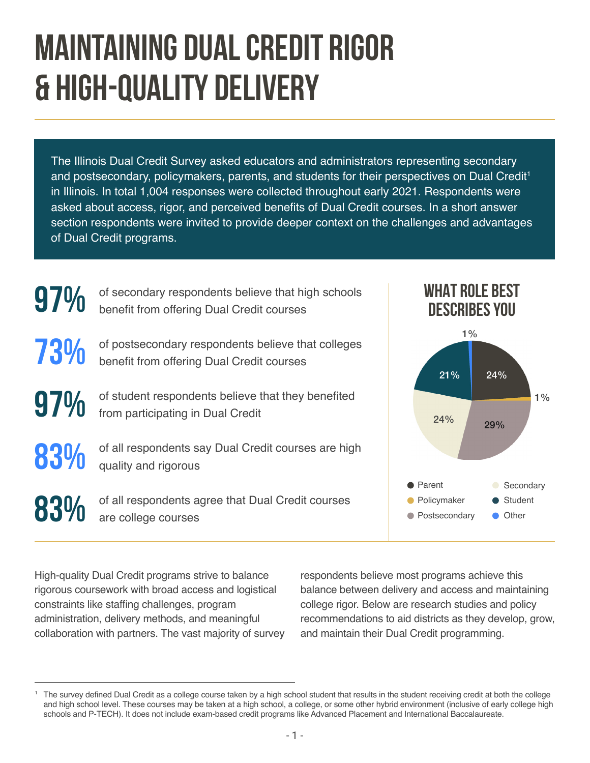# MAINTAINING DUAL CREDIT RIGOR & HIGH-QUALITY DELIVERY

The Illinois Dual Credit Survey asked educators and administrators representing secondary and postsecondary, policymakers, parents, and students for their perspectives on Dual Credit[1] in Illinois. In total 1,004 responses were collected throughout early 2021. Respondents were asked about access, rigor, and perceived benefits of Dual Credit courses. In a short answer section respondents were invited to provide deeper context on the challenges and advantages of Dual Credit programs.

**97%** of secondary respondents believe that high schools benefit from offering Dual Credit courses

**73%** of postsecondary respondents believe that colleges benefit from offering Dual Credit courses

**97%** of student respondents believe that they benefited from participating in Dual Credit

**83%** of all respondents say Dual Credit courses are high quality and rigorous

**83%** of all respondents agree that Dual Credit courses are college courses

## WHAT ROLE BEST DESCRIBES YOU

| Role | Percentage |
|---|---|
| Parent | 24% |
| Policymaker | 1% |
| Postsecondary | 29% |
| Secondary | 24% |
| Student | 21% |
| Other | 1% |

High-quality Dual Credit programs strive to balance rigorous coursework with broad access and logistical constraints like staffing challenges, program administration, delivery methods, and meaningful collaboration with partners. The vast majority of survey respondents believe most programs achieve this balance between delivery and access and maintaining college rigor. Below are research studies and policy recommendations to aid districts as they develop, grow, and maintain their Dual Credit programming.

[1] The survey defined Dual Credit as a college course taken by a high school student that results in the student receiving credit at both the college and high school level. These courses may be taken at a high school, a college, or some other hybrid environment (inclusive of early college high schools and P-TECH). It does not include exam-based credit programs like Advanced Placement and International Baccalaureate.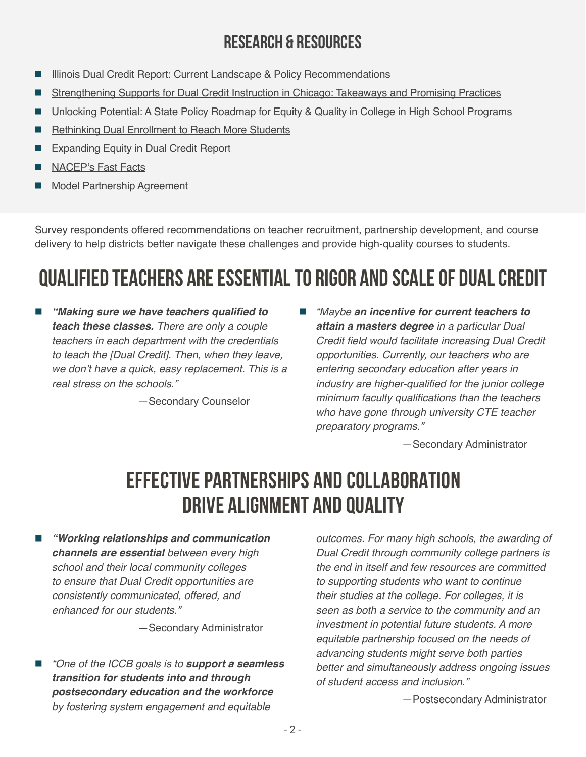## RESEARCH & RESOURCES

- Illinois Dual Credit Report: Current Landscape & Policy Recommendations
- Strengthening Supports for Dual Credit Instruction in Chicago: Takeaways and Promising Practices
- Unlocking Potential: A State Policy Roadmap for Equity & Quality in College in High School Programs
- Rethinking Dual Enrollment to Reach More Students
- Expanding Equity in Dual Credit Report
- NACEP's Fast Facts
- Model Partnership Agreement

Survey respondents offered recommendations on teacher recruitment, partnership development, and course delivery to help districts better navigate these challenges and provide high-quality courses to students.

# QUALIFIED TEACHERS ARE ESSENTIAL TO RIGOR AND SCALE OF DUAL CREDIT

- ***"Making sure we have teachers qualified to teach these classes.*** *There are only a couple teachers in each department with the credentials to teach the [Dual Credit]. Then, when they leave, we don't have a quick, easy replacement. This is a real stress on the schools."*

  —Secondary Counselor

- *"Maybe* ***an incentive for current teachers to attain a masters degree*** *in a particular Dual Credit field would facilitate increasing Dual Credit opportunities. Currently, our teachers who are entering secondary education after years in industry are higher-qualified for the junior college minimum faculty qualifications than the teachers who have gone through university CTE teacher preparatory programs."*

  —Secondary Administrator

# EFFECTIVE PARTNERSHIPS AND COLLABORATION DRIVE ALIGNMENT AND QUALITY

- ***"Working relationships and communication channels are essential*** *between every high school and their local community colleges to ensure that Dual Credit opportunities are consistently communicated, offered, and enhanced for our students."*

  —Secondary Administrator

- *"One of the ICCB goals is to* ***support a seamless transition for students into and through postsecondary education and the workforce*** *by fostering system engagement and equitable outcomes. For many high schools, the awarding of Dual Credit through community college partners is the end in itself and few resources are committed to supporting students who want to continue their studies at the college. For colleges, it is seen as both a service to the community and an investment in potential future students. A more equitable partnership focused on the needs of advancing students might serve both parties better and simultaneously address ongoing issues of student access and inclusion."*

  —Postsecondary Administrator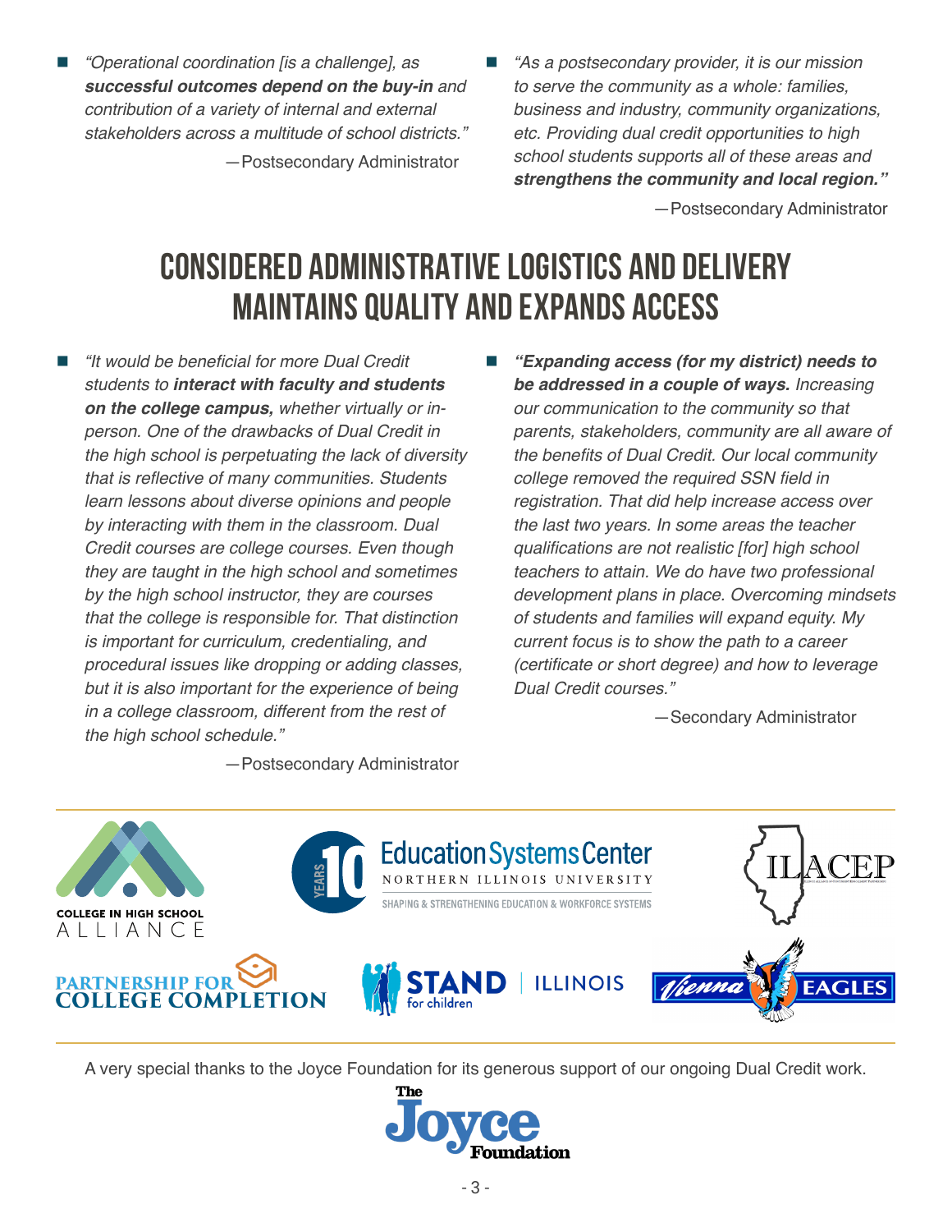- *"Operational coordination [is a challenge], as **successful outcomes depend on the buy-in** and contribution of a variety of internal and external stakeholders across a multitude of school districts."*

  —Postsecondary Administrator

- *"As a postsecondary provider, it is our mission to serve the community as a whole: families, business and industry, community organizations, etc. Providing dual credit opportunities to high school students supports all of these areas and **strengthens the community and local region.**"*

  —Postsecondary Administrator

## CONSIDERED ADMINISTRATIVE LOGISTICS AND DELIVERY MAINTAINS QUALITY AND EXPANDS ACCESS

- *"It would be beneficial for more Dual Credit students to **interact with faculty and students on the college campus,** whether virtually or in-person. One of the drawbacks of Dual Credit in the high school is perpetuating the lack of diversity that is reflective of many communities. Students learn lessons about diverse opinions and people by interacting with them in the classroom. Dual Credit courses are college courses. Even though they are taught in the high school and sometimes by the high school instructor, they are courses that the college is responsible for. That distinction is important for curriculum, credentialing, and procedural issues like dropping or adding classes, but it is also important for the experience of being in a college classroom, different from the rest of the high school schedule."*

  —Postsecondary Administrator

- ***"Expanding access (for my district) needs to be addressed in a couple of ways.*** *Increasing our communication to the community so that parents, stakeholders, community are all aware of the benefits of Dual Credit. Our local community college removed the required SSN field in registration. That did help increase access over the last two years. In some areas the teacher qualifications are not realistic [for] high school teachers to attain. We do have two professional development plans in place. Overcoming mindsets of students and families will expand equity. My current focus is to show the path to a career (certificate or short degree) and how to leverage Dual Credit courses."*

  —Secondary Administrator

COLLEGE IN HIGH SCHOOL ALLIANCE

10 YEARS Education Systems Center NORTHERN ILLINOIS UNIVERSITY SHAPING & STRENGTHENING EDUCATION & WORKFORCE SYSTEMS

ILACEP

PARTNERSHIP FOR COLLEGE COMPLETION

STAND for children | ILLINOIS

Vienna EAGLES

A very special thanks to the Joyce Foundation for its generous support of our ongoing Dual Credit work.

The Joyce Foundation